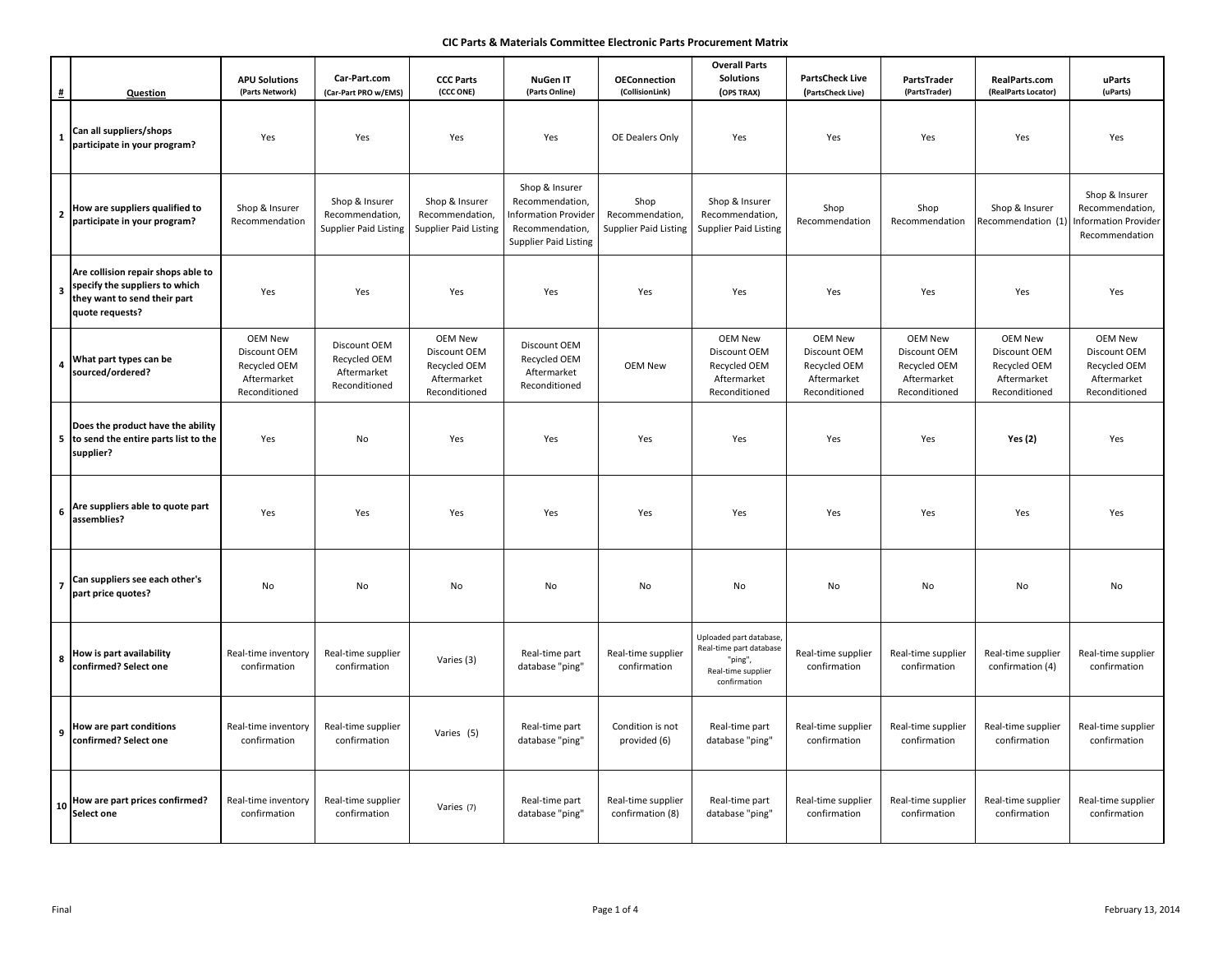# CIC Parts & Materials Committee Electronic Parts Procurement Matrix

| # | Question | APU Solutions (Parts Network) | Car-Part.com (Car-Part PRO w/EMS) | CCC Parts (CCC ONE) | NuGen IT (Parts Online) | OEConnection (CollisionLink) | Overall Parts Solutions (OPS TRAX) | PartsCheck Live (PartsCheck Live) | PartsTrader (PartsTrader) | RealParts.com (RealParts Locator) | uParts (uParts) |
|---|---|---|---|---|---|---|---|---|---|---|---|
| 1 | Can all suppliers/shops participate in your program? | Yes | Yes | Yes | Yes | OE Dealers Only | Yes | Yes | Yes | Yes | Yes |
| 2 | How are suppliers qualified to participate in your program? | Shop & Insurer Recommendation | Shop & Insurer Recommendation, Supplier Paid Listing | Shop & Insurer Recommendation, Supplier Paid Listing | Shop & Insurer Recommendation, Information Provider Recommendation, Supplier Paid Listing | Shop Recommendation, Supplier Paid Listing | Shop & Insurer Recommendation, Supplier Paid Listing | Shop Recommendation | Shop Recommendation | Shop & Insurer Recommendation (1) | Shop & Insurer Recommendation, Information Provider Recommendation |
| 3 | Are collision repair shops able to specify the suppliers to which they want to send their part quote requests? | Yes | Yes | Yes | Yes | Yes | Yes | Yes | Yes | Yes | Yes |
| 4 | What part types can be sourced/ordered? | OEM New<br>Discount OEM<br>Recycled OEM<br>Aftermarket<br>Reconditioned | Discount OEM<br>Recycled OEM<br>Aftermarket<br>Reconditioned | OEM New<br>Discount OEM<br>Recycled OEM<br>Aftermarket<br>Reconditioned | Discount OEM<br>Recycled OEM<br>Aftermarket<br>Reconditioned | OEM New | OEM New<br>Discount OEM<br>Recycled OEM<br>Aftermarket<br>Reconditioned | OEM New<br>Discount OEM<br>Recycled OEM<br>Aftermarket<br>Reconditioned | OEM New<br>Discount OEM<br>Recycled OEM<br>Aftermarket<br>Reconditioned | OEM New<br>Discount OEM<br>Recycled OEM<br>Aftermarket<br>Reconditioned | OEM New<br>Discount OEM<br>Recycled OEM<br>Aftermarket<br>Reconditioned |
| 5 | Does the product have the ability to send the entire parts list to the supplier? | Yes | No | Yes | Yes | Yes | Yes | Yes | Yes | **Yes (2)** | Yes |
| 6 | Are suppliers able to quote part assemblies? | Yes | Yes | Yes | Yes | Yes | Yes | Yes | Yes | Yes | Yes |
| 7 | Can suppliers see each other's part price quotes? | No | No | No | No | No | No | No | No | No | No |
| 8 | How is part availability confirmed? Select one | Real-time inventory confirmation | Real-time supplier confirmation | Varies (3) | Real-time part database "ping" | Real-time supplier confirmation | Uploaded part database, Real-time part database "ping", Real-time supplier confirmation | Real-time supplier confirmation | Real-time supplier confirmation | Real-time supplier confirmation (4) | Real-time supplier confirmation |
| 9 | How are part conditions confirmed? Select one | Real-time inventory confirmation | Real-time supplier confirmation | Varies (5) | Real-time part database "ping" | Condition is not provided (6) | Real-time part database "ping" | Real-time supplier confirmation | Real-time supplier confirmation | Real-time supplier confirmation | Real-time supplier confirmation |
| 10 | How are part prices confirmed? Select one | Real-time inventory confirmation | Real-time supplier confirmation | Varies (7) | Real-time part database "ping" | Real-time supplier confirmation (8) | Real-time part database "ping" | Real-time supplier confirmation | Real-time supplier confirmation | Real-time supplier confirmation | Real-time supplier confirmation |

Final

February 13, 2014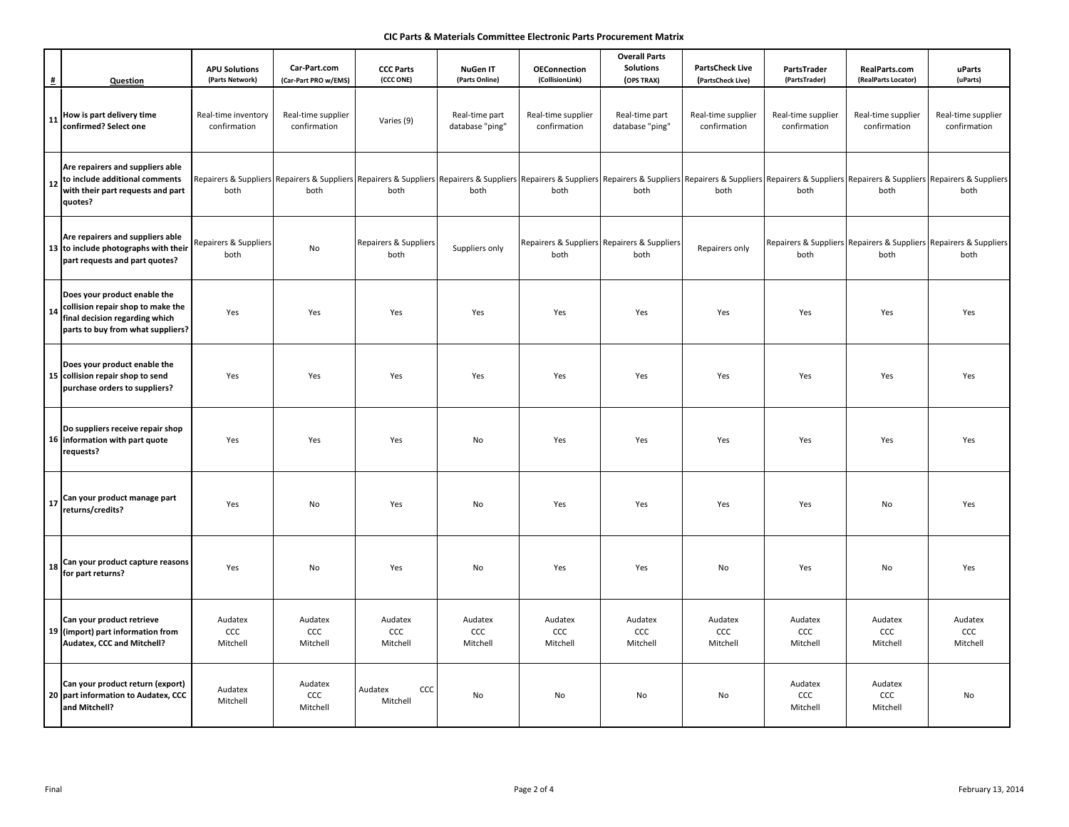# CIC Parts & Materials Committee Electronic Parts Procurement Matrix

| # | Question | APU Solutions (Parts Network) | Car-Part.com (Car-Part PRO w/EMS) | CCC Parts (CCC ONE) | NuGen IT (Parts Online) | OEConnection (CollisionLink) | Overall Parts Solutions (OPS TRAX) | PartsCheck Live (PartsCheck Live) | PartsTrader (PartsTrader) | RealParts.com (RealParts Locator) | uParts (uParts) |
|---|---|---|---|---|---|---|---|---|---|---|---|
| 11 | How is part delivery time confirmed? Select one | Real-time inventory confirmation | Real-time supplier confirmation | Varies (9) | Real-time part database "ping" | Real-time supplier confirmation | Real-time part database "ping" | Real-time supplier confirmation | Real-time supplier confirmation | Real-time supplier confirmation | Real-time supplier confirmation |
| 12 | Are repairers and suppliers able to include additional comments with their part requests and part quotes? | Repairers & Suppliers both | Repairers & Suppliers both | Repairers & Suppliers both | Repairers & Suppliers both | Repairers & Suppliers both | Repairers & Suppliers both | Repairers & Suppliers both | Repairers & Suppliers both | Repairers & Suppliers both | Repairers & Suppliers both |
| 13 | Are repairers and suppliers able to include photographs with their part requests and part quotes? | Repairers & Suppliers both | No | Repairers & Suppliers both | Suppliers only | Repairers & Suppliers both | Repairers & Suppliers both | Repairers only | Repairers & Suppliers both | Repairers & Suppliers both | Repairers & Suppliers both |
| 14 | Does your product enable the collision repair shop to make the final decision regarding which parts to buy from what suppliers? | Yes | Yes | Yes | Yes | Yes | Yes | Yes | Yes | Yes | Yes |
| 15 | Does your product enable the collision repair shop to send purchase orders to suppliers? | Yes | Yes | Yes | Yes | Yes | Yes | Yes | Yes | Yes | Yes |
| 16 | Do suppliers receive repair shop information with part quote requests? | Yes | Yes | Yes | No | Yes | Yes | Yes | Yes | Yes | Yes |
| 17 | Can your product manage part returns/credits? | Yes | No | Yes | No | Yes | Yes | Yes | Yes | No | Yes |
| 18 | Can your product capture reasons for part returns? | Yes | No | Yes | No | Yes | Yes | No | Yes | No | Yes |
| 19 | Can your product retrieve (import) part information from Audatex, CCC and Mitchell? | Audatex CCC Mitchell | Audatex CCC Mitchell | Audatex CCC Mitchell | Audatex CCC Mitchell | Audatex CCC Mitchell | Audatex CCC Mitchell | Audatex CCC Mitchell | Audatex CCC Mitchell | Audatex CCC Mitchell | Audatex CCC Mitchell |
| 20 | Can your product return (export) part information to Audatex, CCC and Mitchell? | Audatex Mitchell | Audatex CCC Mitchell | Audatex CCC Mitchell | No | No | No | No | Audatex CCC Mitchell | Audatex CCC Mitchell | No |

Final

February 13, 2014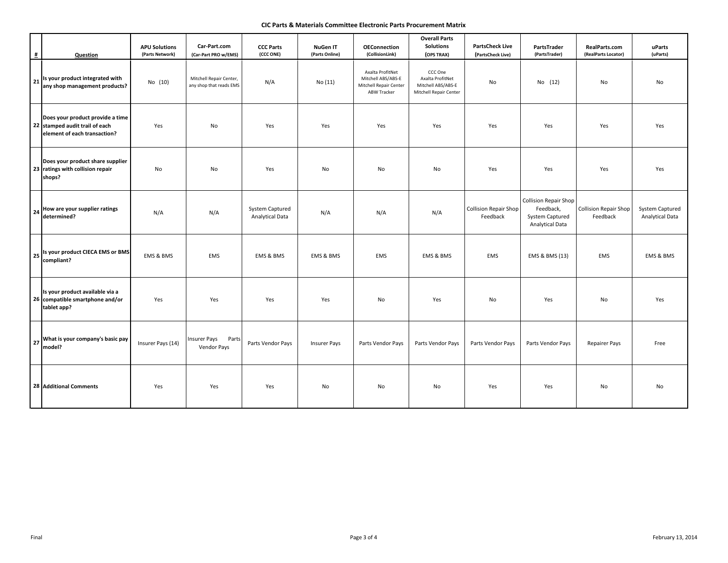**CIC Parts & Materials Committee Electronic Parts Procurement Matrix**

| # | Question | APU Solutions (Parts Network) | Car-Part.com (Car-Part PRO w/EMS) | CCC Parts (CCC ONE) | NuGen IT (Parts Online) | OEConnection (CollisionLink) | Overall Parts Solutions (OPS TRAX) | PartsCheck Live (PartsCheck Live) | PartsTrader (PartsTrader) | RealParts.com (RealParts Locator) | uParts (uParts) |
|---|---|---|---|---|---|---|---|---|---|---|---|
| 21 | Is your product integrated with any shop management products? | No (10) | Mitchell Repair Center, any shop that reads EMS | N/A | No (11) | Axalta ProfitNet Mitchell ABS/ABS-E Mitchell Repair Center ABW Tracker | CCC One Axalta ProfitNet Mitchell ABS/ABS-E Mitchell Repair Center | No | No (12) | No | No |
| 22 | Does your product provide a time stamped audit trail of each element of each transaction? | Yes | No | Yes | Yes | Yes | Yes | Yes | Yes | Yes | Yes |
| 23 | Does your product share supplier ratings with collision repair shops? | No | No | Yes | No | No | No | Yes | Yes | Yes | Yes |
| 24 | How are your supplier ratings determined? | N/A | N/A | System Captured Analytical Data | N/A | N/A | N/A | Collision Repair Shop Feedback | Collision Repair Shop Feedback, System Captured Analytical Data | Collision Repair Shop Feedback | System Captured Analytical Data |
| 25 | Is your product CIECA EMS or BMS compliant? | EMS & BMS | EMS | EMS & BMS | EMS & BMS | EMS | EMS & BMS | EMS | EMS & BMS (13) | EMS | EMS & BMS |
| 26 | Is your product available via a compatible smartphone and/or tablet app? | Yes | Yes | Yes | Yes | No | Yes | No | Yes | No | Yes |
| 27 | What is your company's basic pay model? | Insurer Pays (14) | Insurer Pays Parts Vendor Pays | Parts Vendor Pays | Insurer Pays | Parts Vendor Pays | Parts Vendor Pays | Parts Vendor Pays | Parts Vendor Pays | Repairer Pays | Free |
| 28 | Additional Comments | Yes | Yes | Yes | No | No | No | Yes | Yes | No | No |

Final

February 13, 2014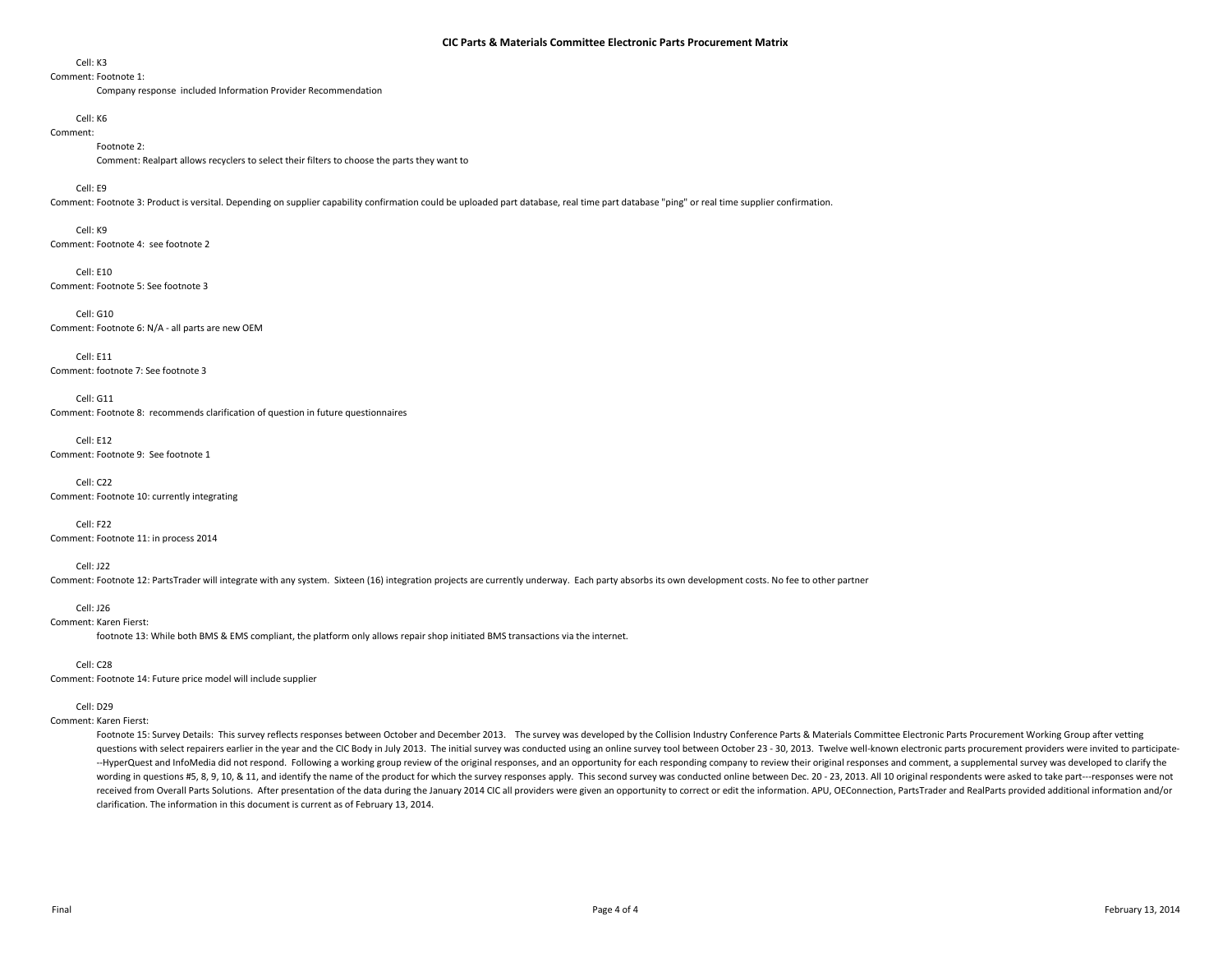Cell: K3

Comment: Footnote 1:

Company response included Information Provider Recommendation

Cell: K6

Comment:

Footnote 2:

Comment: Realpart allows recyclers to select their filters to choose the parts they want to

Cell: E9

Comment: Footnote 3: Product is versital. Depending on supplier capability confirmation could be uploaded part database, real time part database "ping" or real time supplier confirmation.

Cell: K9

Comment: Footnote 4: see footnote 2

Cell: E10

Comment: Footnote 5: See footnote 3

Cell: G10

Comment: Footnote 6: N/A - all parts are new OEM

Cell: E11

Comment: footnote 7: See footnote 3

Cell: G11

Comment: Footnote 8: recommends clarification of question in future questionnaires

Cell: E12

Comment: Footnote 9: See footnote 1

Cell: C22

Comment: Footnote 10: currently integrating

Cell: F22

Comment: Footnote 11: in process 2014

Cell: J22

Comment: Footnote 12: PartsTrader will integrate with any system. Sixteen (16) integration projects are currently underway. Each party absorbs its own development costs. No fee to other partner

Cell: J26

Comment: Karen Fierst:

footnote 13: While both BMS & EMS compliant, the platform only allows repair shop initiated BMS transactions via the internet.

Cell: C28

Comment: Footnote 14: Future price model will include supplier

Cell: D29

Comment: Karen Fierst:

Footnote 15: Survey Details: This survey reflects responses between October and December 2013. The survey was developed by the Collision Industry Conference Parts & Materials Committee Electronic Parts Procurement Working Group after vetting questions with select repairers earlier in the year and the CIC Body in July 2013. The initial survey was conducted using an online survey tool between October 23 - 30, 2013. Twelve well-known electronic parts procurement providers were invited to participate---HyperQuest and InfoMedia did not respond. Following a working group review of the original responses, and an opportunity for each responding company to review their original responses and comment, a supplemental survey was developed to clarify the wording in questions #5, 8, 9, 10, & 11, and identify the name of the product for which the survey responses apply. This second survey was conducted online between Dec. 20 - 23, 2013. All 10 original respondents were asked to take part---responses were not received from Overall Parts Solutions. After presentation of the data during the January 2014 CIC all providers were given an opportunity to correct or edit the information. APU, OEConnection, PartsTrader and RealParts provided additional information and/or clarification. The information in this document is current as of February 13, 2014.